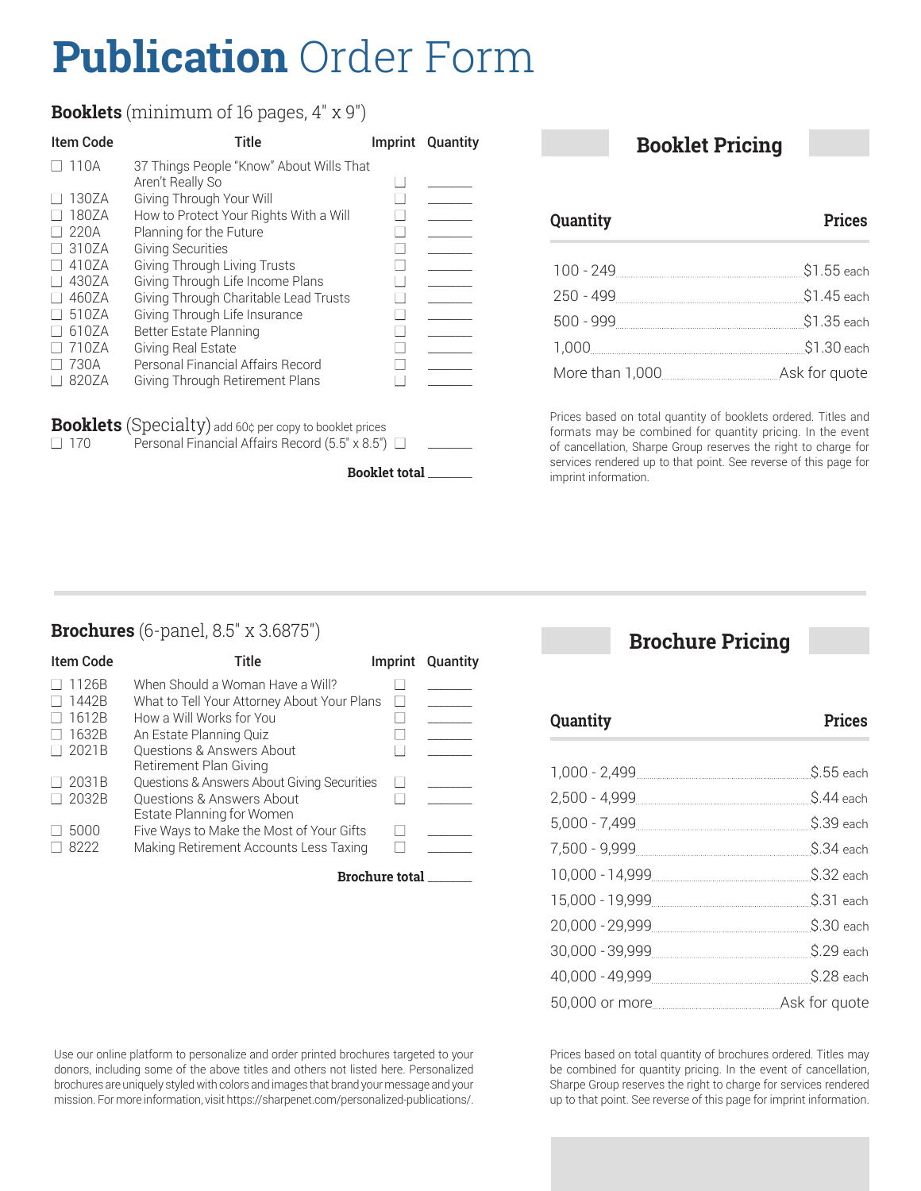# **Publication** Order Form

## **Booklets** (minimum of 16 pages, 4" x 9")

| Item Code | Title | Imprint | Quantity |
|---|---|---|---|
| ☐ 110A | 37 Things People "Know" About Wills That Aren't Really So | ☐ | _______ |
| ☐ 130ZA | Giving Through Your Will | ☐ | _______ |
| ☐ 180ZA | How to Protect Your Rights With a Will | ☐ | _______ |
| ☐ 220A | Planning for the Future | ☐ | _______ |
| ☐ 310ZA | Giving Securities | ☐ | _______ |
| ☐ 410ZA | Giving Through Living Trusts | ☐ | _______ |
| ☐ 430ZA | Giving Through Life Income Plans | ☐ | _______ |
| ☐ 460ZA | Giving Through Charitable Lead Trusts | ☐ | _______ |
| ☐ 510ZA | Giving Through Life Insurance | ☐ | _______ |
| ☐ 610ZA | Better Estate Planning | ☐ | _______ |
| ☐ 710ZA | Giving Real Estate | ☐ | _______ |
| ☐ 730A | Personal Financial Affairs Record | ☐ | _______ |
| ☐ 820ZA | Giving Through Retirement Plans | ☐ | _______ |

**Booklets** (Specialty) add 60¢ per copy to booklet prices

| Item Code | Title | Imprint | Quantity |
|---|---|---|---|
| ☐ 170 | Personal Financial Affairs Record (5.5" x 8.5") | ☐ | _______ |

**Booklet total** _______

## Booklet Pricing

| Quantity | Prices |
|---|---|
| 100 - 249 | $1.55 each |
| 250 - 499 | $1.45 each |
| 500 - 999 | $1.35 each |
| 1,000 | $1.30 each |
| More than 1,000 | Ask for quote |

Prices based on total quantity of booklets ordered. Titles and formats may be combined for quantity pricing. In the event of cancellation, Sharpe Group reserves the right to charge for services rendered up to that point. See reverse of this page for imprint information.

## **Brochures** (6-panel, 8.5" x 3.6875")

| Item Code | Title | Imprint | Quantity |
|---|---|---|---|
| ☐ 1126B | When Should a Woman Have a Will? | ☐ | _______ |
| ☐ 1442B | What to Tell Your Attorney About Your Plans | ☐ | _______ |
| ☐ 1612B | How a Will Works for You | ☐ | _______ |
| ☐ 1632B | An Estate Planning Quiz | ☐ | _______ |
| ☐ 2021B | Questions & Answers About Retirement Plan Giving | ☐ | _______ |
| ☐ 2031B | Questions & Answers About Giving Securities | ☐ | _______ |
| ☐ 2032B | Questions & Answers About Estate Planning for Women | ☐ | _______ |
| ☐ 5000 | Five Ways to Make the Most of Your Gifts | ☐ | _______ |
| ☐ 8222 | Making Retirement Accounts Less Taxing | ☐ | _______ |

**Brochure total** _______

## Brochure Pricing

| Quantity | Prices |
|---|---|
| 1,000 - 2,499 | $.55 each |
| 2,500 - 4,999 | $.44 each |
| 5,000 - 7,499 | $.39 each |
| 7,500 - 9,999 | $.34 each |
| 10,000 - 14,999 | $.32 each |
| 15,000 - 19,999 | $.31 each |
| 20,000 - 29,999 | $.30 each |
| 30,000 - 39,999 | $.29 each |
| 40,000 - 49,999 | $.28 each |
| 50,000 or more | Ask for quote |

Prices based on total quantity of brochures ordered. Titles may be combined for quantity pricing. In the event of cancellation, Sharpe Group reserves the right to charge for services rendered up to that point. See reverse of this page for imprint information.

Use our online platform to personalize and order printed brochures targeted to your donors, including some of the above titles and others not listed here. Personalized brochures are uniquely styled with colors and images that brand your message and your mission. For more information, visit https://sharpenet.com/personalized-publications/.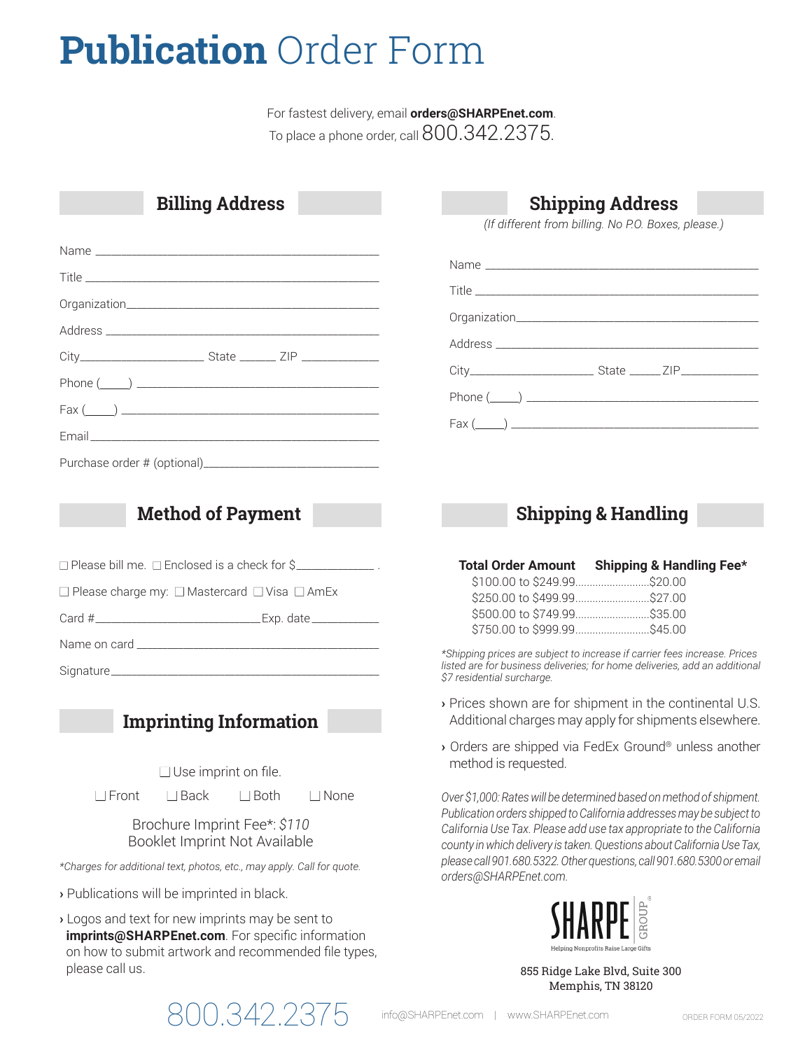# **Publication** Order Form

For fastest delivery, email **orders@SHARPEnet.com**.
To place a phone order, call 800.342.2375.

## Billing Address

Name ___________________________________________

Title ___________________________________________

Organization_____________________________________

Address _________________________________________

City__________________ State ______ ZIP ___________

Phone (____) ____________________________________

Fax (____) ______________________________________

Email___________________________________________

Purchase order # (optional)_________________________

## Shipping Address

*(If different from billing. No P.O. Boxes, please.)*

Name ___________________________________________

Title ___________________________________________

Organization_____________________________________

Address _________________________________________

City__________________ State _____ ZIP____________

Phone (____) ____________________________________

Fax (____) ______________________________________

## Method of Payment

☐ Please bill me. ☐ Enclosed is a check for $____________ .

☐ Please charge my: ☐ Mastercard ☐ Visa ☐ AmEx

Card #__________________________Exp. date__________

Name on card ____________________________________

Signature_______________________________________

## Imprinting Information

☐ Use imprint on file.

☐ Front ☐ Back ☐ Both ☐ None

Brochure Imprint Fee*: *$110*
Booklet Imprint Not Available

*\*Charges for additional text, photos, etc., may apply. Call for quote.*

› Publications will be imprinted in black.

› Logos and text for new imprints may be sent to **imprints@SHARPEnet.com**. For specific information on how to submit artwork and recommended file types, please call us.

## Shipping & Handling

| Total Order Amount | Shipping & Handling Fee* |
|---|---|
| $100.00 to $249.99 | $20.00 |
| $250.00 to $499.99 | $27.00 |
| $500.00 to $749.99 | $35.00 |
| $750.00 to $999.99 | $45.00 |

*\*Shipping prices are subject to increase if carrier fees increase. Prices listed are for business deliveries; for home deliveries, add an additional $7 residential surcharge.*

› Prices shown are for shipment in the continental U.S. Additional charges may apply for shipments elsewhere.

› Orders are shipped via FedEx Ground® unless another method is requested.

*Over $1,000: Rates will be determined based on method of shipment. Publication orders shipped to California addresses may be subject to California Use Tax. Please add use tax appropriate to the California county in which delivery is taken. Questions about California Use Tax, please call 901.680.5322. Other questions, call 901.680.5300 or email orders@SHARPEnet.com.*

SHARPE GROUP®
Helping Nonprofits Raise Large Gifts

855 Ridge Lake Blvd, Suite 300
Memphis, TN 38120

800.342.2375 info@SHARPEnet.com | www.SHARPEnet.com

ORDER FORM 05/2022